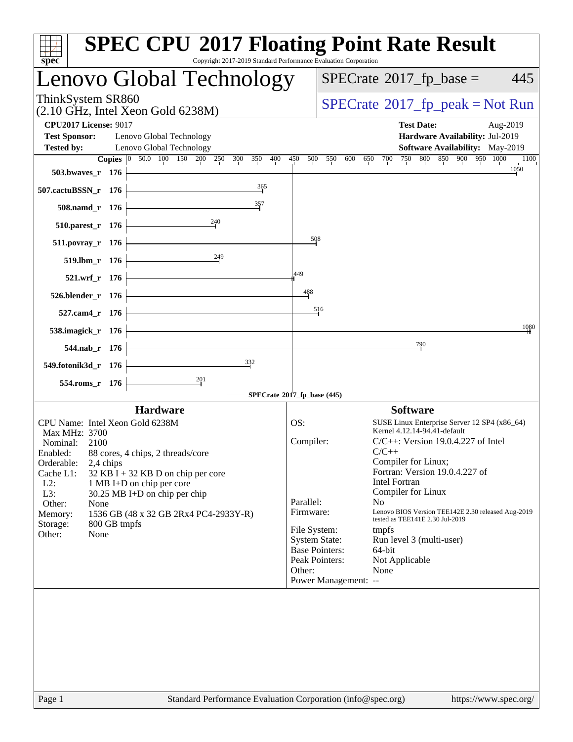# SPEC CPU 2017 Floating Point Rate Result

Copyright 2017-2019 Standard Performance Evaluation Corporation

## Lenovo Global Technology

ThinkSystem SR860
(2.10 GHz, Intel Xeon Gold 6238M)

SPECrate 2017_fp_base = 445

SPECrate 2017_fp_peak = Not Run

**CPU2017 License:** 9017
**Test Sponsor:** Lenovo Global Technology
**Tested by:** Lenovo Global Technology

**Test Date:** Aug-2019
**Hardware Availability:** Jul-2019
**Software Availability:** May-2019

| Benchmark | Copies | SPECrate 2017_fp_base |
|---|---|---|
| 503.bwaves_r | 176 | 1050 |
| 507.cactuBSSN_r | 176 | 365 |
| 508.namd_r | 176 | 357 |
| 510.parest_r | 176 | 240 |
| 511.povray_r | 176 | 508 |
| 519.lbm_r | 176 | 249 |
| 521.wrf_r | 176 | 449 |
| 526.blender_r | 176 | 488 |
| 527.cam4_r | 176 | 516 |
| 538.imagick_r | 176 | 1080 |
| 544.nab_r | 176 | 790 |
| 549.fotonik3d_r | 176 | 332 |
| 554.roms_r | 176 | 201 |

SPECrate 2017_fp_base (445)

### Hardware

- CPU Name: Intel Xeon Gold 6238M
- Max MHz: 3700
- Nominal: 2100
- Enabled: 88 cores, 4 chips, 2 threads/core
- Orderable: 2,4 chips
- Cache L1: 32 KB I + 32 KB D on chip per core
- L2: 1 MB I+D on chip per core
- L3: 30.25 MB I+D on chip per chip
- Other: None
- Memory: 1536 GB (48 x 32 GB 2Rx4 PC4-2933Y-R)
- Storage: 800 GB tmpfs
- Other: None

### Software

- OS: SUSE Linux Enterprise Server 12 SP4 (x86_64) Kernel 4.12.14-94.41-default
- Compiler: C/C++: Version 19.0.4.227 of Intel C/C++ Compiler for Linux; Fortran: Version 19.0.4.227 of Intel Fortran Compiler for Linux
- Parallel: No
- Firmware: Lenovo BIOS Version TEE142E 2.30 released Aug-2019 tested as TEE141E 2.30 Jul-2019
- File System: tmpfs
- System State: Run level 3 (multi-user)
- Base Pointers: 64-bit
- Peak Pointers: Not Applicable
- Other: None
- Power Management: --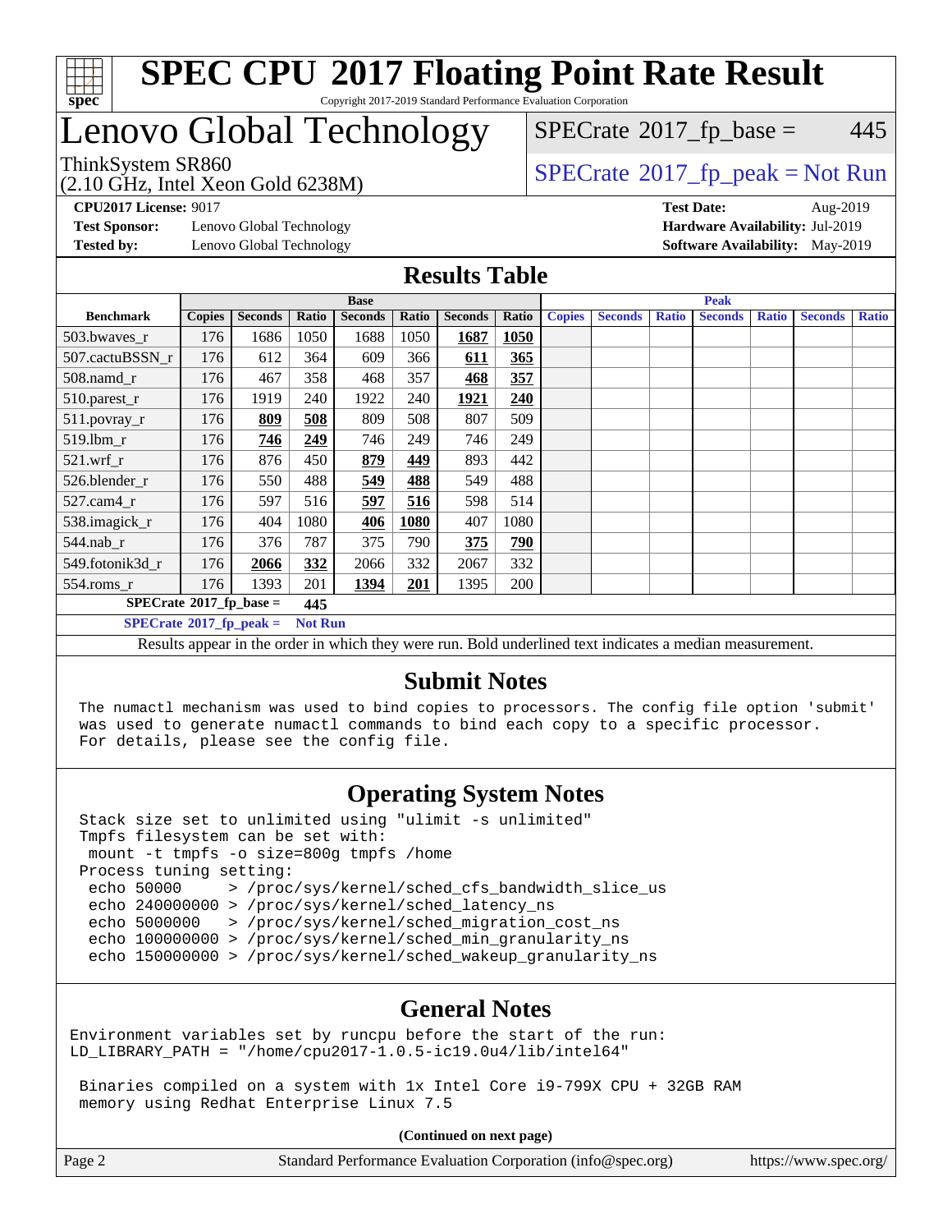# SPEC CPU 2017 Floating Point Rate Result

Copyright 2017-2019 Standard Performance Evaluation Corporation

# Lenovo Global Technology

ThinkSystem SR860
(2.10 GHz, Intel Xeon Gold 6238M)

SPECrate 2017_fp_base = 445

SPECrate 2017_fp_peak = Not Run

**CPU2017 License:** 9017
**Test Sponsor:** Lenovo Global Technology
**Tested by:** Lenovo Global Technology

**Test Date:** Aug-2019
**Hardware Availability:** Jul-2019
**Software Availability:** May-2019

## Results Table

| | Base | | | | | | | Peak | | | | | | |
|---|---|---|---|---|---|---|---|---|---|---|---|---|---|---|
| **Benchmark** | **Copies** | **Seconds** | **Ratio** | **Seconds** | **Ratio** | **Seconds** | **Ratio** | **Copies** | **Seconds** | **Ratio** | **Seconds** | **Ratio** | **Seconds** | **Ratio** |
| 503.bwaves_r | 176 | 1686 | 1050 | 1688 | 1050 | **1687** | **1050** | | | | | | | |
| 507.cactuBSSN_r | 176 | 612 | 364 | 609 | 366 | **611** | **365** | | | | | | | |
| 508.namd_r | 176 | 467 | 358 | 468 | 357 | **468** | **357** | | | | | | | |
| 510.parest_r | 176 | 1919 | 240 | 1922 | 240 | **1921** | **240** | | | | | | | |
| 511.povray_r | 176 | **809** | **508** | 809 | 508 | 807 | 509 | | | | | | | |
| 519.lbm_r | 176 | **746** | **249** | 746 | 249 | 746 | 249 | | | | | | | |
| 521.wrf_r | 176 | 876 | 450 | **879** | **449** | 893 | 442 | | | | | | | |
| 526.blender_r | 176 | 550 | 488 | **549** | **488** | 549 | 488 | | | | | | | |
| 527.cam4_r | 176 | 597 | 516 | **597** | **516** | 598 | 514 | | | | | | | |
| 538.imagick_r | 176 | 404 | 1080 | **406** | **1080** | 407 | 1080 | | | | | | | |
| 544.nab_r | 176 | 376 | 787 | 375 | 790 | **375** | **790** | | | | | | | |
| 549.fotonik3d_r | 176 | **2066** | **332** | 2066 | 332 | 2067 | 332 | | | | | | | |
| 554.roms_r | 176 | 1393 | 201 | **1394** | **201** | 1395 | 200 | | | | | | | |

**SPECrate 2017_fp_base = 445**

**SPECrate 2017_fp_peak = Not Run**

Results appear in the order in which they were run. Bold underlined text indicates a median measurement.

## Submit Notes

```
The numactl mechanism was used to bind copies to processors. The config file option 'submit'
was used to generate numactl commands to bind each copy to a specific processor.
For details, please see the config file.
```

## Operating System Notes

```
Stack size set to unlimited using "ulimit -s unlimited"
Tmpfs filesystem can be set with:
 mount -t tmpfs -o size=800g tmpfs /home
Process tuning setting:
 echo 50000     > /proc/sys/kernel/sched_cfs_bandwidth_slice_us
 echo 240000000 > /proc/sys/kernel/sched_latency_ns
 echo 5000000   > /proc/sys/kernel/sched_migration_cost_ns
 echo 100000000 > /proc/sys/kernel/sched_min_granularity_ns
 echo 150000000 > /proc/sys/kernel/sched_wakeup_granularity_ns
```

## General Notes

```
Environment variables set by runcpu before the start of the run:
LD_LIBRARY_PATH = "/home/cpu2017-1.0.5-ic19.0u4/lib/intel64"

 Binaries compiled on a system with 1x Intel Core i9-799X CPU + 32GB RAM
 memory using Redhat Enterprise Linux 7.5
```

**(Continued on next page)**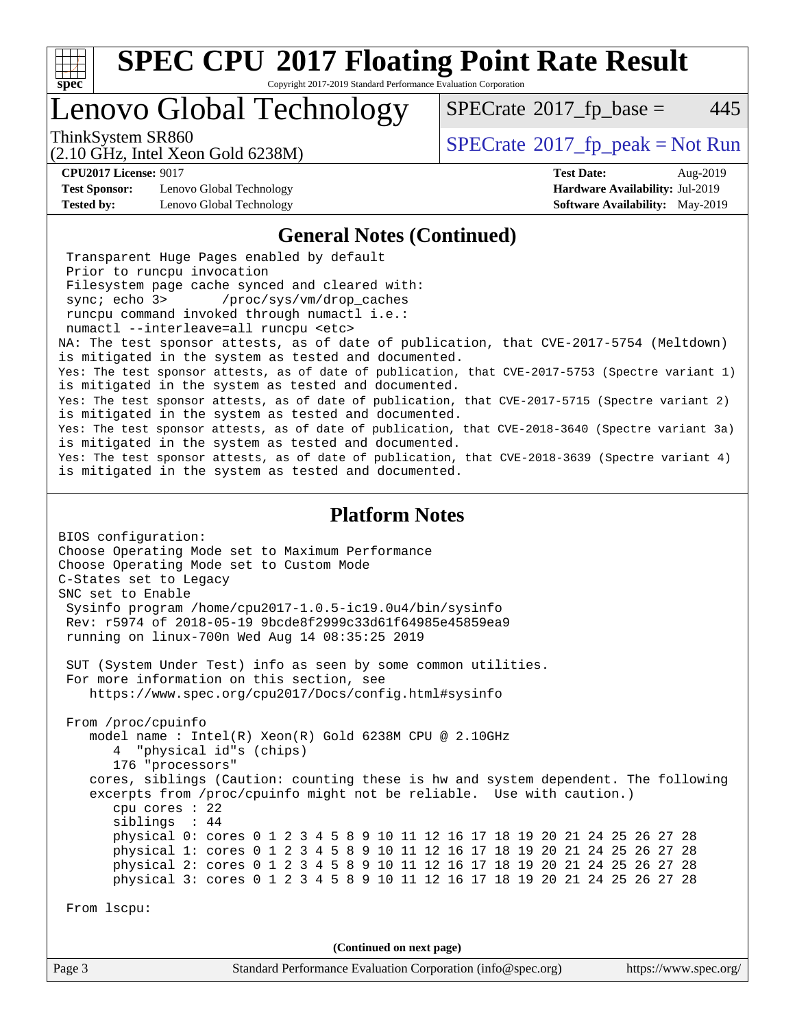# SPEC CPU 2017 Floating Point Rate Result

Copyright 2017-2019 Standard Performance Evaluation Corporation

## Lenovo Global Technology

ThinkSystem SR860
(2.10 GHz, Intel Xeon Gold 6238M)

SPECrate 2017_fp_base = 445

SPECrate 2017_fp_peak = Not Run

**CPU2017 License:** 9017
**Test Sponsor:** Lenovo Global Technology
**Tested by:** Lenovo Global Technology

**Test Date:** Aug-2019
**Hardware Availability:** Jul-2019
**Software Availability:** May-2019

### General Notes (Continued)

```
 Transparent Huge Pages enabled by default
 Prior to runcpu invocation
 Filesystem page cache synced and cleared with:
 sync; echo 3>       /proc/sys/vm/drop_caches
 runcpu command invoked through numactl i.e.:
 numactl --interleave=all runcpu <etc>
NA: The test sponsor attests, as of date of publication, that CVE-2017-5754 (Meltdown)
is mitigated in the system as tested and documented.
Yes: The test sponsor attests, as of date of publication, that CVE-2017-5753 (Spectre variant 1)
is mitigated in the system as tested and documented.
Yes: The test sponsor attests, as of date of publication, that CVE-2017-5715 (Spectre variant 2)
is mitigated in the system as tested and documented.
Yes: The test sponsor attests, as of date of publication, that CVE-2018-3640 (Spectre variant 3a)
is mitigated in the system as tested and documented.
Yes: The test sponsor attests, as of date of publication, that CVE-2018-3639 (Spectre variant 4)
is mitigated in the system as tested and documented.
```

### Platform Notes

```
BIOS configuration:
Choose Operating Mode set to Maximum Performance
Choose Operating Mode set to Custom Mode
C-States set to Legacy
SNC set to Enable
 Sysinfo program /home/cpu2017-1.0.5-ic19.0u4/bin/sysinfo
 Rev: r5974 of 2018-05-19 9bcde8f2999c33d61f64985e45859ea9
 running on linux-700n Wed Aug 14 08:35:25 2019

 SUT (System Under Test) info as seen by some common utilities.
 For more information on this section, see
    https://www.spec.org/cpu2017/Docs/config.html#sysinfo

 From /proc/cpuinfo
    model name : Intel(R) Xeon(R) Gold 6238M CPU @ 2.10GHz
       4  "physical id"s (chips)
       176 "processors"
    cores, siblings (Caution: counting these is hw and system dependent. The following
    excerpts from /proc/cpuinfo might not be reliable.  Use with caution.)
       cpu cores : 22
       siblings  : 44
       physical 0: cores 0 1 2 3 4 5 8 9 10 11 12 16 17 18 19 20 21 24 25 26 27 28
       physical 1: cores 0 1 2 3 4 5 8 9 10 11 12 16 17 18 19 20 21 24 25 26 27 28
       physical 2: cores 0 1 2 3 4 5 8 9 10 11 12 16 17 18 19 20 21 24 25 26 27 28
       physical 3: cores 0 1 2 3 4 5 8 9 10 11 12 16 17 18 19 20 21 24 25 26 27 28

 From lscpu:
```

(Continued on next page)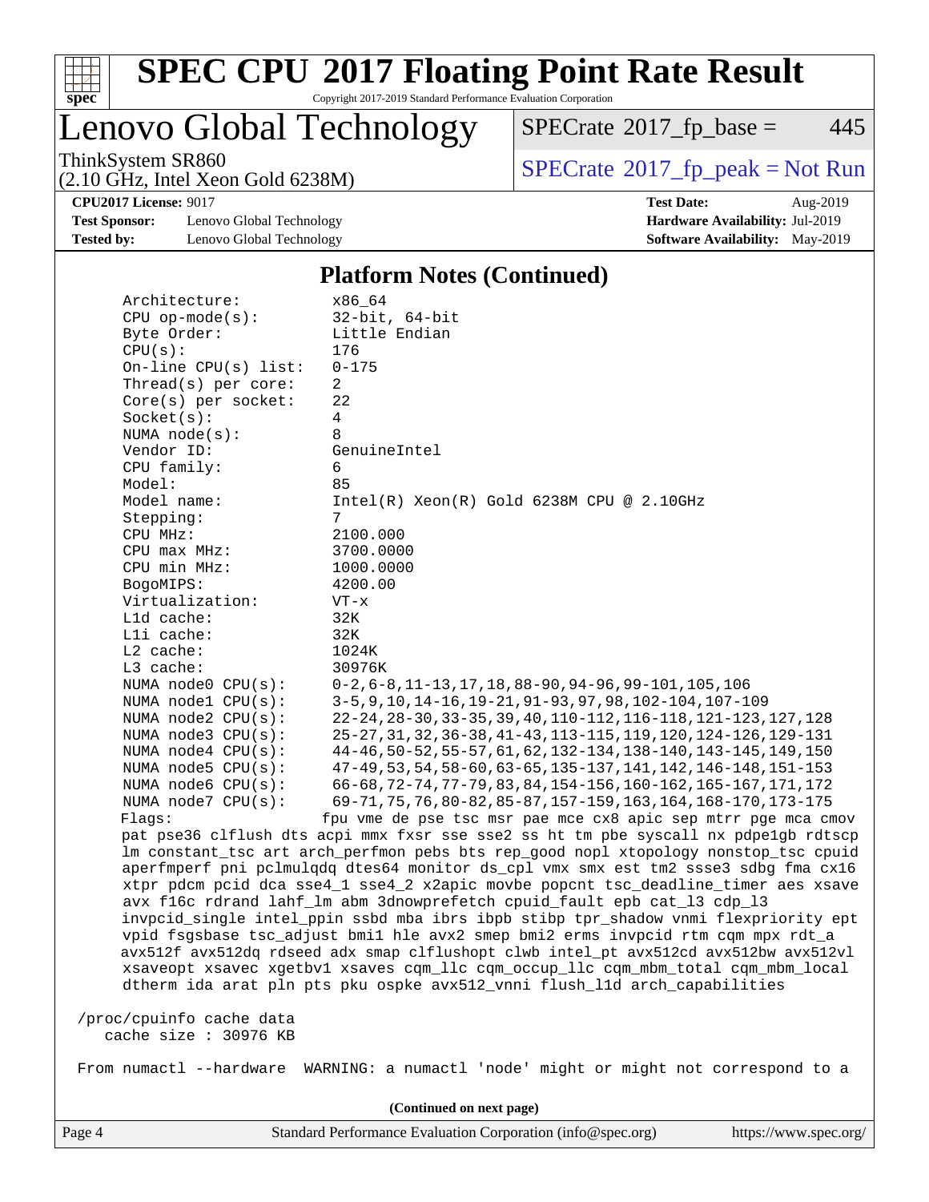# Lenovo Global Technology

ThinkSystem SR860
(2.10 GHz, Intel Xeon Gold 6238M)

SPECrate 2017_fp_base = 445

SPECrate 2017_fp_peak = Not Run

**CPU2017 License:** 9017
**Test Sponsor:** Lenovo Global Technology
**Tested by:** Lenovo Global Technology

**Test Date:** Aug-2019
**Hardware Availability:** Jul-2019
**Software Availability:** May-2019

## Platform Notes (Continued)

```
     Architecture:          x86_64
     CPU op-mode(s):        32-bit, 64-bit
     Byte Order:            Little Endian
     CPU(s):                176
     On-line CPU(s) list:   0-175
     Thread(s) per core:    2
     Core(s) per socket:    22
     Socket(s):             4
     NUMA node(s):          8
     Vendor ID:             GenuineIntel
     CPU family:            6
     Model:                 85
     Model name:            Intel(R) Xeon(R) Gold 6238M CPU @ 2.10GHz
     Stepping:              7
     CPU MHz:               2100.000
     CPU max MHz:           3700.0000
     CPU min MHz:           1000.0000
     BogoMIPS:              4200.00
     Virtualization:        VT-x
     L1d cache:             32K
     L1i cache:             32K
     L2 cache:              1024K
     L3 cache:              30976K
     NUMA node0 CPU(s):     0-2,6-8,11-13,17,18,88-90,94-96,99-101,105,106
     NUMA node1 CPU(s):     3-5,9,10,14-16,19-21,91-93,97,98,102-104,107-109
     NUMA node2 CPU(s):     22-24,28-30,33-35,39,40,110-112,116-118,121-123,127,128
     NUMA node3 CPU(s):     25-27,31,32,36-38,41-43,113-115,119,120,124-126,129-131
     NUMA node4 CPU(s):     44-46,50-52,55-57,61,62,132-134,138-140,143-145,149,150
     NUMA node5 CPU(s):     47-49,53,54,58-60,63-65,135-137,141,142,146-148,151-153
     NUMA node6 CPU(s):     66-68,72-74,77-79,83,84,154-156,160-162,165-167,171,172
     NUMA node7 CPU(s):     69-71,75,76,80-82,85-87,157-159,163,164,168-170,173-175
     Flags:                fpu vme de pse tsc msr pae mce cx8 apic sep mtrr pge mca cmov
     pat pse36 clflush dts acpi mmx fxsr sse sse2 ss ht tm pbe syscall nx pdpe1gb rdtscp
     lm constant_tsc art arch_perfmon pebs bts rep_good nopl xtopology nonstop_tsc cpuid
     aperfmperf pni pclmulqdq dtes64 monitor ds_cpl vmx smx est tm2 ssse3 sdbg fma cx16
     xtpr pdcm pcid dca sse4_1 sse4_2 x2apic movbe popcnt tsc_deadline_timer aes xsave
     avx f16c rdrand lahf_lm abm 3dnowprefetch cpuid_fault epb cat_l3 cdp_l3
     invpcid_single intel_ppin ssbd mba ibrs ibpb stibp tpr_shadow vnmi flexpriority ept
     vpid fsgsbase tsc_adjust bmi1 hle avx2 smep bmi2 erms invpcid rtm cqm mpx rdt_a
     avx512f avx512dq rdseed adx smap clflushopt clwb intel_pt avx512cd avx512bw avx512vl
     xsaveopt xsavec xgetbv1 xsaves cqm_llc cqm_occup_llc cqm_mbm_total cqm_mbm_local
     dtherm ida arat pln pts pku ospke avx512_vnni flush_l1d arch_capabilities

 /proc/cpuinfo cache data
    cache size : 30976 KB

 From numactl --hardware  WARNING: a numactl 'node' might or might not correspond to a
```

(Continued on next page)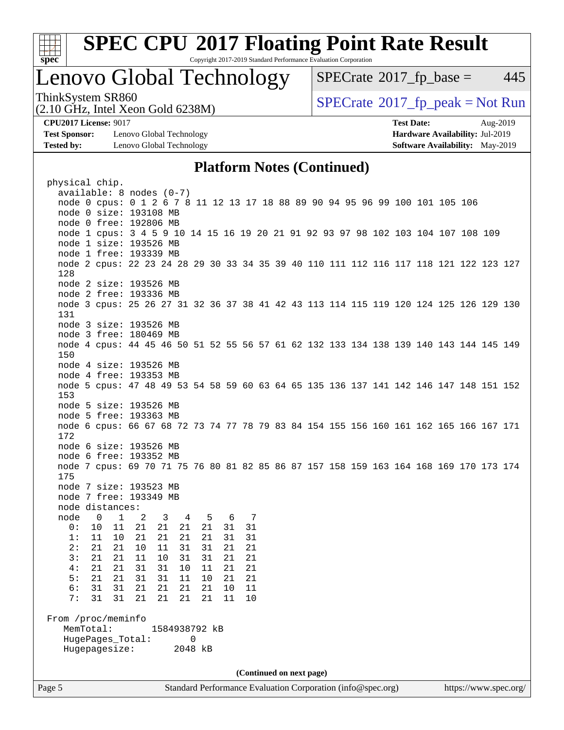## Platform Notes (Continued)

```
physical chip.
  available: 8 nodes (0-7)
  node 0 cpus: 0 1 2 6 7 8 11 12 13 17 18 88 89 90 94 95 96 99 100 101 105 106
  node 0 size: 193108 MB
  node 0 free: 192806 MB
  node 1 cpus: 3 4 5 9 10 14 15 16 19 20 21 91 92 93 97 98 102 103 104 107 108 109
  node 1 size: 193526 MB
  node 1 free: 193339 MB
  node 2 cpus: 22 23 24 28 29 30 33 34 35 39 40 110 111 112 116 117 118 121 122 123 127
  128
  node 2 size: 193526 MB
  node 2 free: 193336 MB
  node 3 cpus: 25 26 27 31 32 36 37 38 41 42 43 113 114 115 119 120 124 125 126 129 130
  131
  node 3 size: 193526 MB
  node 3 free: 180469 MB
  node 4 cpus: 44 45 46 50 51 52 55 56 57 61 62 132 133 134 138 139 140 143 144 145 149
  150
  node 4 size: 193526 MB
  node 4 free: 193353 MB
  node 5 cpus: 47 48 49 53 54 58 59 60 63 64 65 135 136 137 141 142 146 147 148 151 152
  153
  node 5 size: 193526 MB
  node 5 free: 193363 MB
  node 6 cpus: 66 67 68 72 73 74 77 78 79 83 84 154 155 156 160 161 162 165 166 167 171
  172
  node 6 size: 193526 MB
  node 6 free: 193352 MB
  node 7 cpus: 69 70 71 75 76 80 81 82 85 86 87 157 158 159 163 164 168 169 170 173 174
  175
  node 7 size: 193523 MB
  node 7 free: 193349 MB
  node distances:
  node   0   1   2   3   4   5   6   7
    0:  10  11  21  21  21  21  31  31
    1:  11  10  21  21  21  21  31  31
    2:  21  21  10  11  31  31  21  21
    3:  21  21  11  10  31  31  21  21
    4:  21  21  31  31  10  11  21  21
    5:  21  21  31  31  11  10  21  21
    6:  31  31  21  21  21  21  10  11
    7:  31  31  21  21  21  21  11  10

From /proc/meminfo
   MemTotal:       1584938792 kB
   HugePages_Total:       0
   Hugepagesize:       2048 kB
```

**(Continued on next page)**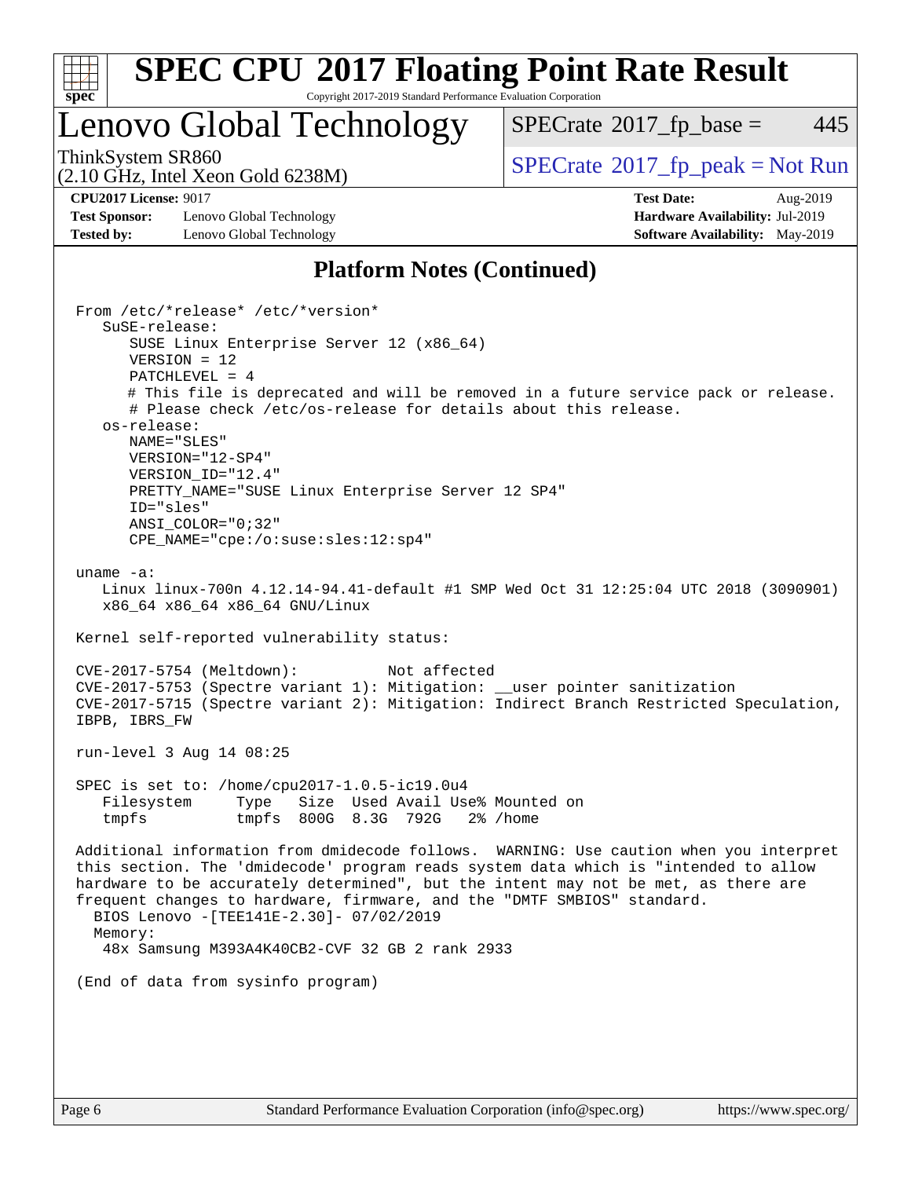# SPEC CPU 2017 Floating Point Rate Result

Copyright 2017-2019 Standard Performance Evaluation Corporation

## Lenovo Global Technology

ThinkSystem SR860
(2.10 GHz, Intel Xeon Gold 6238M)

SPECrate 2017_fp_base = 445

SPECrate 2017_fp_peak = Not Run

**CPU2017 License:** 9017
**Test Sponsor:** Lenovo Global Technology
**Tested by:** Lenovo Global Technology

**Test Date:** Aug-2019
**Hardware Availability:** Jul-2019
**Software Availability:** May-2019

## Platform Notes (Continued)

```
From /etc/*release* /etc/*version*
   SuSE-release:
      SUSE Linux Enterprise Server 12 (x86_64)
      VERSION = 12
      PATCHLEVEL = 4
      # This file is deprecated and will be removed in a future service pack or release.
      # Please check /etc/os-release for details about this release.
   os-release:
      NAME="SLES"
      VERSION="12-SP4"
      VERSION_ID="12.4"
      PRETTY_NAME="SUSE Linux Enterprise Server 12 SP4"
      ID="sles"
      ANSI_COLOR="0;32"
      CPE_NAME="cpe:/o:suse:sles:12:sp4"

uname -a:
   Linux linux-700n 4.12.14-94.41-default #1 SMP Wed Oct 31 12:25:04 UTC 2018 (3090901)
   x86_64 x86_64 x86_64 GNU/Linux

Kernel self-reported vulnerability status:

CVE-2017-5754 (Meltdown):          Not affected
CVE-2017-5753 (Spectre variant 1): Mitigation: __user pointer sanitization
CVE-2017-5715 (Spectre variant 2): Mitigation: Indirect Branch Restricted Speculation,
IBPB, IBRS_FW

run-level 3 Aug 14 08:25

SPEC is set to: /home/cpu2017-1.0.5-ic19.0u4
   Filesystem     Type   Size  Used Avail Use% Mounted on
   tmpfs          tmpfs  800G  8.3G  792G   2% /home

Additional information from dmidecode follows.  WARNING: Use caution when you interpret
this section. The 'dmidecode' program reads system data which is "intended to allow
hardware to be accurately determined", but the intent may not be met, as there are
frequent changes to hardware, firmware, and the "DMTF SMBIOS" standard.
  BIOS Lenovo -[TEE141E-2.30]- 07/02/2019
  Memory:
   48x Samsung M393A4K40CB2-CVF 32 GB 2 rank 2933

(End of data from sysinfo program)
```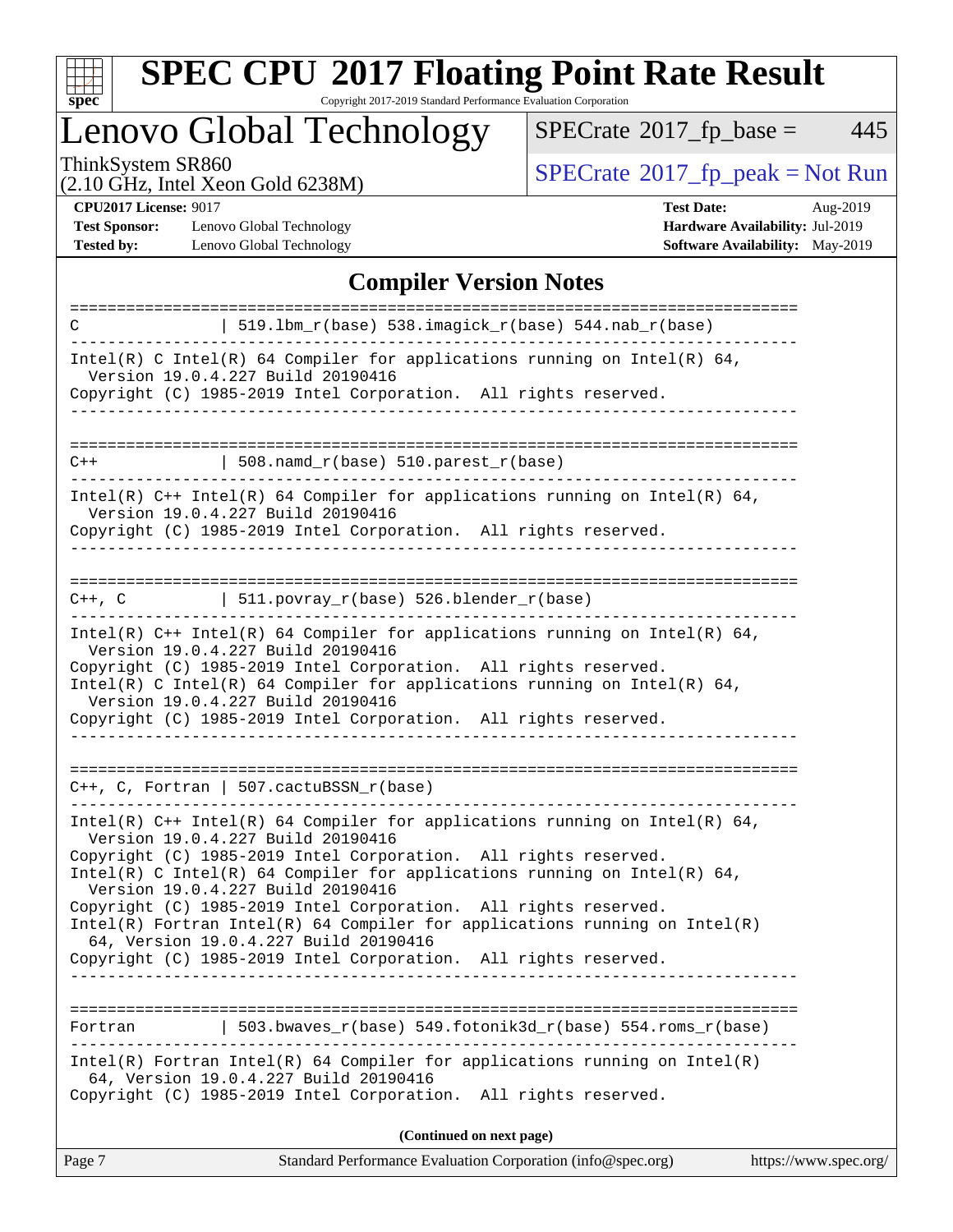# SPEC CPU 2017 Floating Point Rate Result

Copyright 2017-2019 Standard Performance Evaluation Corporation

## Lenovo Global Technology

ThinkSystem SR860
(2.10 GHz, Intel Xeon Gold 6238M)

SPECrate 2017_fp_base = 445

SPECrate 2017_fp_peak = Not Run

**CPU2017 License:** 9017
**Test Sponsor:** Lenovo Global Technology
**Tested by:** Lenovo Global Technology

**Test Date:** Aug-2019
**Hardware Availability:** Jul-2019
**Software Availability:** May-2019

## Compiler Version Notes

```
==============================================================================
C               | 519.lbm_r(base) 538.imagick_r(base) 544.nab_r(base)
------------------------------------------------------------------------------
Intel(R) C Intel(R) 64 Compiler for applications running on Intel(R) 64,
  Version 19.0.4.227 Build 20190416
Copyright (C) 1985-2019 Intel Corporation.  All rights reserved.
------------------------------------------------------------------------------

==============================================================================
C++             | 508.namd_r(base) 510.parest_r(base)
------------------------------------------------------------------------------
Intel(R) C++ Intel(R) 64 Compiler for applications running on Intel(R) 64,
  Version 19.0.4.227 Build 20190416
Copyright (C) 1985-2019 Intel Corporation.  All rights reserved.
------------------------------------------------------------------------------

==============================================================================
C++, C          | 511.povray_r(base) 526.blender_r(base)
------------------------------------------------------------------------------
Intel(R) C++ Intel(R) 64 Compiler for applications running on Intel(R) 64,
  Version 19.0.4.227 Build 20190416
Copyright (C) 1985-2019 Intel Corporation.  All rights reserved.
Intel(R) C Intel(R) 64 Compiler for applications running on Intel(R) 64,
  Version 19.0.4.227 Build 20190416
Copyright (C) 1985-2019 Intel Corporation.  All rights reserved.
------------------------------------------------------------------------------

==============================================================================
C++, C, Fortran | 507.cactuBSSN_r(base)
------------------------------------------------------------------------------
Intel(R) C++ Intel(R) 64 Compiler for applications running on Intel(R) 64,
  Version 19.0.4.227 Build 20190416
Copyright (C) 1985-2019 Intel Corporation.  All rights reserved.
Intel(R) C Intel(R) 64 Compiler for applications running on Intel(R) 64,
  Version 19.0.4.227 Build 20190416
Copyright (C) 1985-2019 Intel Corporation.  All rights reserved.
Intel(R) Fortran Intel(R) 64 Compiler for applications running on Intel(R)
  64, Version 19.0.4.227 Build 20190416
Copyright (C) 1985-2019 Intel Corporation.  All rights reserved.
------------------------------------------------------------------------------

==============================================================================
Fortran         | 503.bwaves_r(base) 549.fotonik3d_r(base) 554.roms_r(base)
------------------------------------------------------------------------------
Intel(R) Fortran Intel(R) 64 Compiler for applications running on Intel(R)
  64, Version 19.0.4.227 Build 20190416
Copyright (C) 1985-2019 Intel Corporation.  All rights reserved.
```

**(Continued on next page)**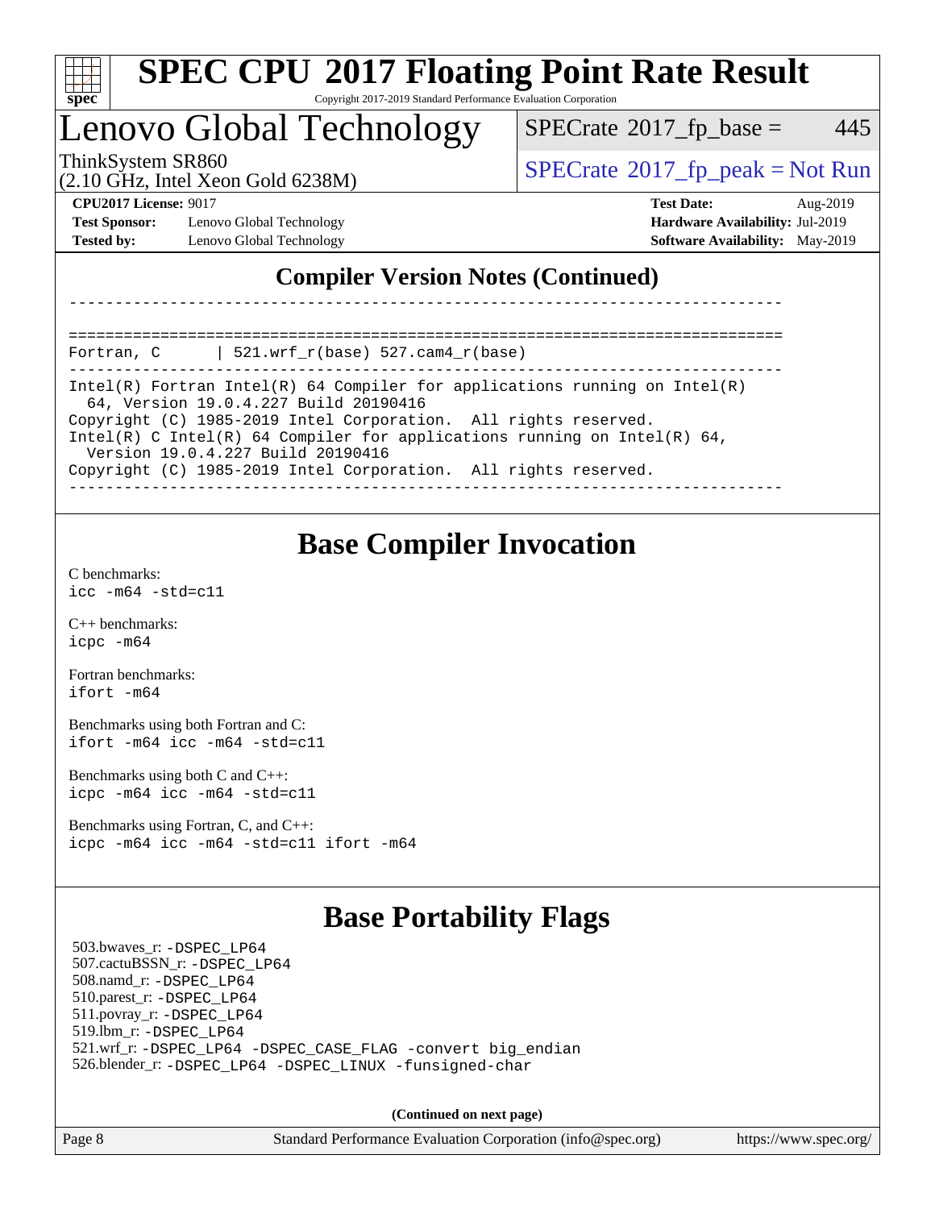## Compiler Version Notes (Continued)

```
------------------------------------------------------------------------------

==============================================================================
Fortran, C      | 521.wrf_r(base) 527.cam4_r(base)
------------------------------------------------------------------------------
Intel(R) Fortran Intel(R) 64 Compiler for applications running on Intel(R)
  64, Version 19.0.4.227 Build 20190416
Copyright (C) 1985-2019 Intel Corporation.  All rights reserved.
Intel(R) C Intel(R) 64 Compiler for applications running on Intel(R) 64,
  Version 19.0.4.227 Build 20190416
Copyright (C) 1985-2019 Intel Corporation.  All rights reserved.
------------------------------------------------------------------------------
```

## Base Compiler Invocation

C benchmarks:
`icc -m64 -std=c11`

C++ benchmarks:
`icpc -m64`

Fortran benchmarks:
`ifort -m64`

Benchmarks using both Fortran and C:
`ifort -m64 icc -m64 -std=c11`

Benchmarks using both C and C++:
`icpc -m64 icc -m64 -std=c11`

Benchmarks using Fortran, C, and C++:
`icpc -m64 icc -m64 -std=c11 ifort -m64`

## Base Portability Flags

503.bwaves_r: `-DSPEC_LP64`
507.cactuBSSN_r: `-DSPEC_LP64`
508.namd_r: `-DSPEC_LP64`
510.parest_r: `-DSPEC_LP64`
511.povray_r: `-DSPEC_LP64`
519.lbm_r: `-DSPEC_LP64`
521.wrf_r: `-DSPEC_LP64 -DSPEC_CASE_FLAG -convert big_endian`
526.blender_r: `-DSPEC_LP64 -DSPEC_LINUX -funsigned-char`

**(Continued on next page)**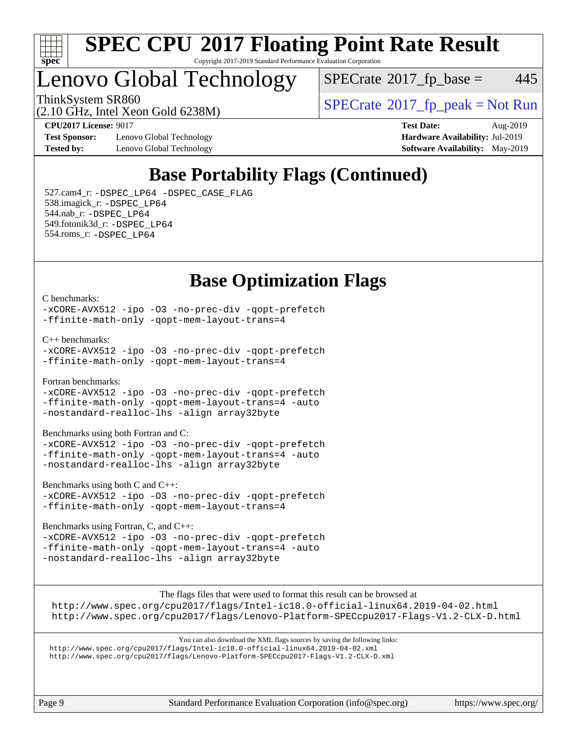# SPEC CPU 2017 Floating Point Rate Result

Copyright 2017-2019 Standard Performance Evaluation Corporation

## Lenovo Global Technology

ThinkSystem SR860
(2.10 GHz, Intel Xeon Gold 6238M)

SPECrate 2017_fp_base = 445

SPECrate 2017_fp_peak = Not Run

**CPU2017 License:** 9017
**Test Sponsor:** Lenovo Global Technology
**Tested by:** Lenovo Global Technology

**Test Date:** Aug-2019
**Hardware Availability:** Jul-2019
**Software Availability:** May-2019

## Base Portability Flags (Continued)

527.cam4_r: `-DSPEC_LP64 -DSPEC_CASE_FLAG`
538.imagick_r: `-DSPEC_LP64`
544.nab_r: `-DSPEC_LP64`
549.fotonik3d_r: `-DSPEC_LP64`
554.roms_r: `-DSPEC_LP64`

## Base Optimization Flags

C benchmarks:
```
-xCORE-AVX512 -ipo -O3 -no-prec-div -qopt-prefetch
-ffinite-math-only -qopt-mem-layout-trans=4
```

C++ benchmarks:
```
-xCORE-AVX512 -ipo -O3 -no-prec-div -qopt-prefetch
-ffinite-math-only -qopt-mem-layout-trans=4
```

Fortran benchmarks:
```
-xCORE-AVX512 -ipo -O3 -no-prec-div -qopt-prefetch
-ffinite-math-only -qopt-mem-layout-trans=4 -auto
-nostandard-realloc-lhs -align array32byte
```

Benchmarks using both Fortran and C:
```
-xCORE-AVX512 -ipo -O3 -no-prec-div -qopt-prefetch
-ffinite-math-only -qopt-mem-layout-trans=4 -auto
-nostandard-realloc-lhs -align array32byte
```

Benchmarks using both C and C++:
```
-xCORE-AVX512 -ipo -O3 -no-prec-div -qopt-prefetch
-ffinite-math-only -qopt-mem-layout-trans=4
```

Benchmarks using Fortran, C, and C++:
```
-xCORE-AVX512 -ipo -O3 -no-prec-div -qopt-prefetch
-ffinite-math-only -qopt-mem-layout-trans=4 -auto
-nostandard-realloc-lhs -align array32byte
```

The flags files that were used to format this result can be browsed at
http://www.spec.org/cpu2017/flags/Intel-ic18.0-official-linux64.2019-04-02.html
http://www.spec.org/cpu2017/flags/Lenovo-Platform-SPECcpu2017-Flags-V1.2-CLX-D.html

You can also download the XML flags sources by saving the following links:
http://www.spec.org/cpu2017/flags/Intel-ic18.0-official-linux64.2019-04-02.xml
http://www.spec.org/cpu2017/flags/Lenovo-Platform-SPECcpu2017-Flags-V1.2-CLX-D.xml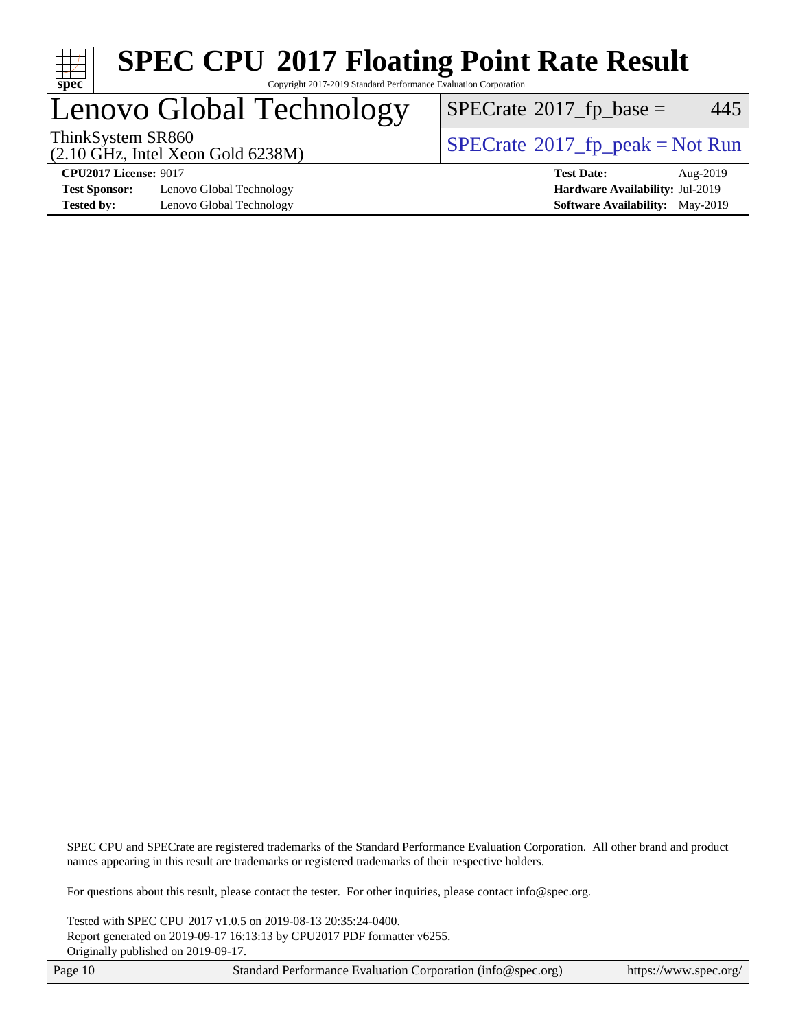SPEC CPU and SPECrate are registered trademarks of the Standard Performance Evaluation Corporation. All other brand and product names appearing in this result are trademarks or registered trademarks of their respective holders.

For questions about this result, please contact the tester. For other inquiries, please contact info@spec.org.

Tested with SPEC CPU 2017 v1.0.5 on 2019-08-13 20:35:24-0400.
Report generated on 2019-09-17 16:13:13 by CPU2017 PDF formatter v6255.
Originally published on 2019-09-17.